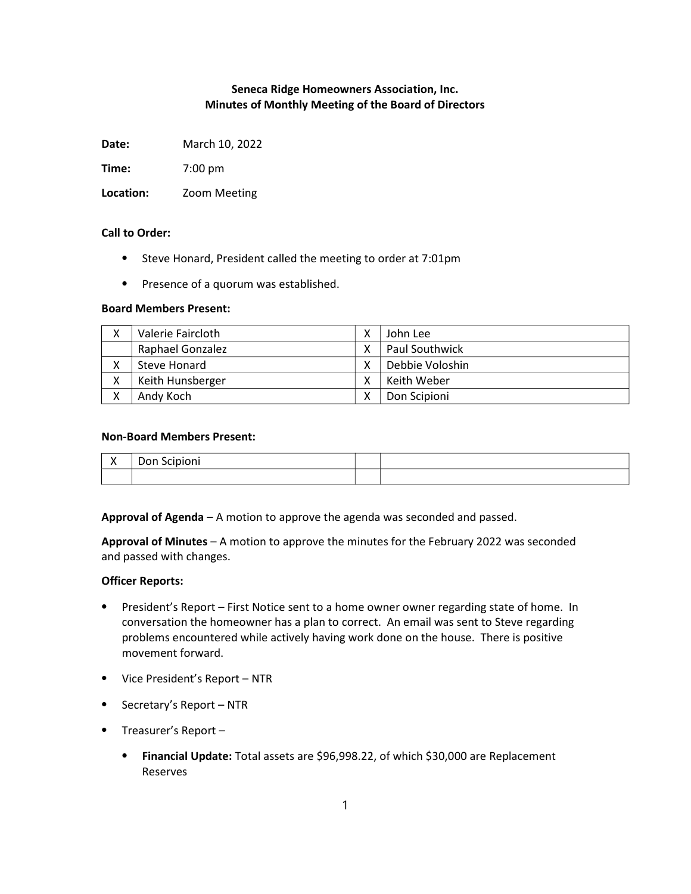**Seneca Ridge Homeowners Association, Inc.**
**Minutes of Monthly Meeting of the Board of Directors**

**Date:** March 10, 2022

**Time:** 7:00 pm

**Location:** Zoom Meeting

**Call to Order:**

- Steve Honard, President called the meeting to order at 7:01pm
- Presence of a quorum was established.

**Board Members Present:**

| | | | |
|---|---|---|---|
| X | Valerie Faircloth | X | John Lee |
| | Raphael Gonzalez | X | Paul Southwick |
| X | Steve Honard | X | Debbie Voloshin |
| X | Keith Hunsberger | X | Keith Weber |
| X | Andy Koch | X | Don Scipioni |

**Non-Board Members Present:**

| | | | |
|---|---|---|---|
| X | Don Scipioni | | |
| | | | |

**Approval of Agenda** – A motion to approve the agenda was seconded and passed.

**Approval of Minutes** – A motion to approve the minutes for the February 2022 was seconded and passed with changes.

**Officer Reports:**

- President's Report – First Notice sent to a home owner owner regarding state of home. In conversation the homeowner has a plan to correct. An email was sent to Steve regarding problems encountered while actively having work done on the house. There is positive movement forward.
- Vice President's Report – NTR
- Secretary's Report – NTR
- Treasurer's Report –
  - **Financial Update:** Total assets are $96,998.22, of which $30,000 are Replacement Reserves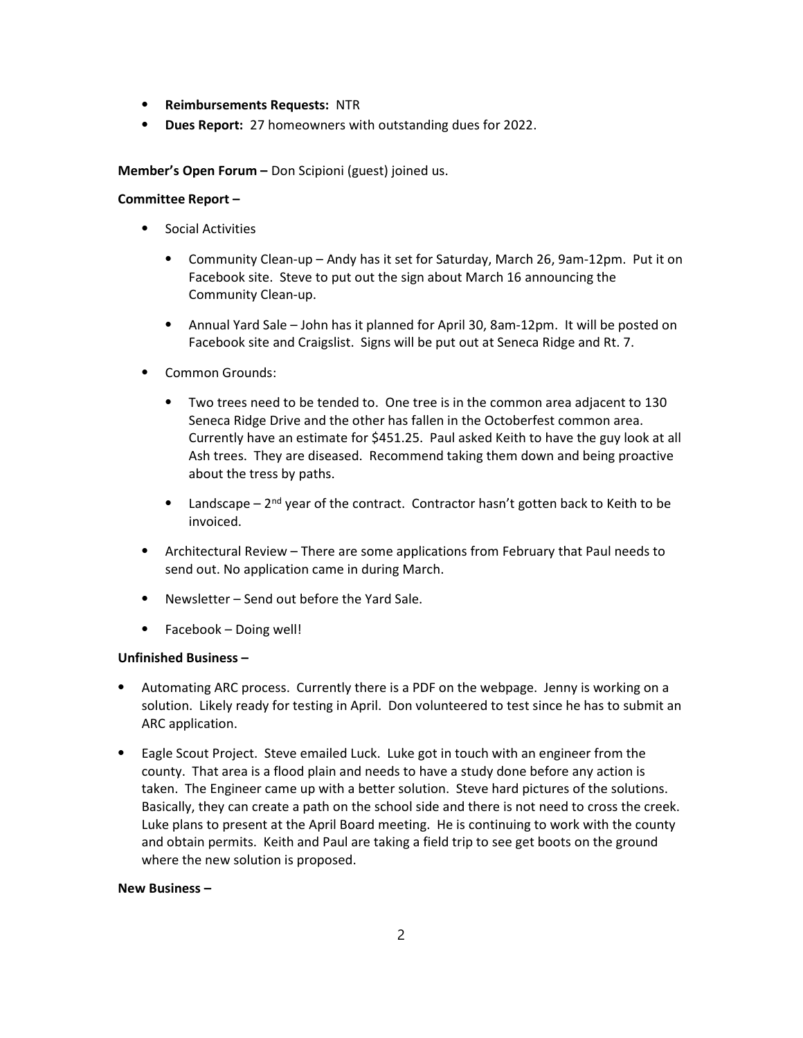- **Reimbursements Requests:** NTR
- **Dues Report:** 27 homeowners with outstanding dues for 2022.

**Member's Open Forum –** Don Scipioni (guest) joined us.

**Committee Report –**

- Social Activities
    - Community Clean-up – Andy has it set for Saturday, March 26, 9am-12pm. Put it on Facebook site. Steve to put out the sign about March 16 announcing the Community Clean-up.
    - Annual Yard Sale – John has it planned for April 30, 8am-12pm. It will be posted on Facebook site and Craigslist. Signs will be put out at Seneca Ridge and Rt. 7.
- Common Grounds:
    - Two trees need to be tended to. One tree is in the common area adjacent to 130 Seneca Ridge Drive and the other has fallen in the Octoberfest common area. Currently have an estimate for $451.25. Paul asked Keith to have the guy look at all Ash trees. They are diseased. Recommend taking them down and being proactive about the tress by paths.
    - Landscape – 2nd year of the contract. Contractor hasn't gotten back to Keith to be invoiced.
- Architectural Review – There are some applications from February that Paul needs to send out. No application came in during March.
- Newsletter – Send out before the Yard Sale.
- Facebook – Doing well!

**Unfinished Business –**

- Automating ARC process. Currently there is a PDF on the webpage. Jenny is working on a solution. Likely ready for testing in April. Don volunteered to test since he has to submit an ARC application.
- Eagle Scout Project. Steve emailed Luck. Luke got in touch with an engineer from the county. That area is a flood plain and needs to have a study done before any action is taken. The Engineer came up with a better solution. Steve hard pictures of the solutions. Basically, they can create a path on the school side and there is not need to cross the creek. Luke plans to present at the April Board meeting. He is continuing to work with the county and obtain permits. Keith and Paul are taking a field trip to see get boots on the ground where the new solution is proposed.

**New Business –**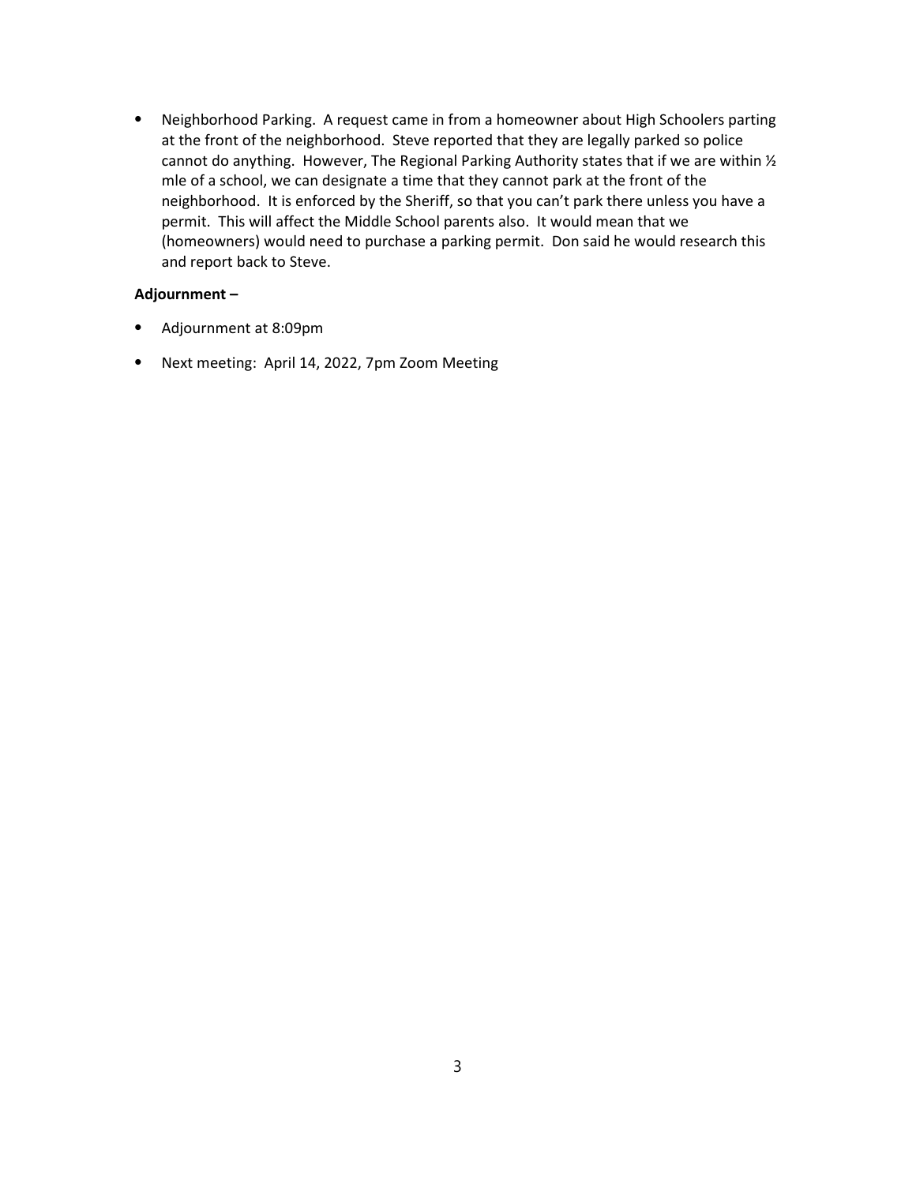- Neighborhood Parking. A request came in from a homeowner about High Schoolers parting at the front of the neighborhood. Steve reported that they are legally parked so police cannot do anything. However, The Regional Parking Authority states that if we are within ½ mle of a school, we can designate a time that they cannot park at the front of the neighborhood. It is enforced by the Sheriff, so that you can't park there unless you have a permit. This will affect the Middle School parents also. It would mean that we (homeowners) would need to purchase a parking permit. Don said he would research this and report back to Steve.

**Adjournment –**

- Adjournment at 8:09pm
- Next meeting: April 14, 2022, 7pm Zoom Meeting